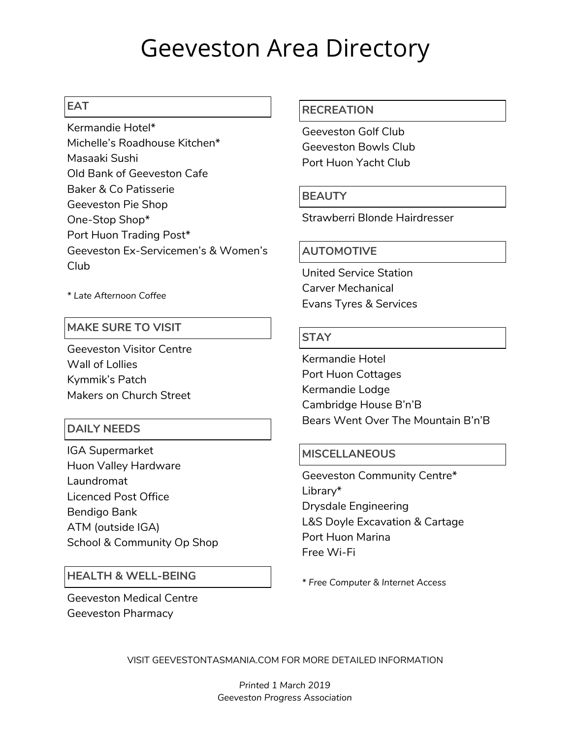# Geeveston Area Directory

## EAT

- Kermandie Hotel*
- Michelle's Roadhouse Kitchen*
- Masaaki Sushi
- Old Bank of Geeveston Cafe
- Baker & Co Patisserie
- Geeveston Pie Shop
- One-Stop Shop*
- Port Huon Trading Post*
- Geeveston Ex-Servicemen's & Women's Club

*\* Late Afternoon Coffee*

## MAKE SURE TO VISIT

- Geeveston Visitor Centre
- Wall of Lollies
- Kymmik's Patch
- Makers on Church Street

## DAILY NEEDS

- IGA Supermarket
- Huon Valley Hardware
- Laundromat
- Licenced Post Office
- Bendigo Bank
- ATM (outside IGA)
- School & Community Op Shop

## HEALTH & WELL-BEING

- Geeveston Medical Centre
- Geeveston Pharmacy

## RECREATION

- Geeveston Golf Club
- Geeveston Bowls Club
- Port Huon Yacht Club

## BEAUTY

- Strawberri Blonde Hairdresser

## AUTOMOTIVE

- United Service Station
- Carver Mechanical
- Evans Tyres & Services

## STAY

- Kermandie Hotel
- Port Huon Cottages
- Kermandie Lodge
- Cambridge House B'n'B
- Bears Went Over The Mountain B'n'B

## MISCELLANEOUS

- Geeveston Community Centre*
- Library*
- Drysdale Engineering
- L&S Doyle Excavation & Cartage
- Port Huon Marina
- Free Wi-Fi

*\* Free Computer & Internet Access*

VISIT GEEVESTONTASMANIA.COM FOR MORE DETAILED INFORMATION

*Printed 1 March 2019*
*Geeveston Progress Association*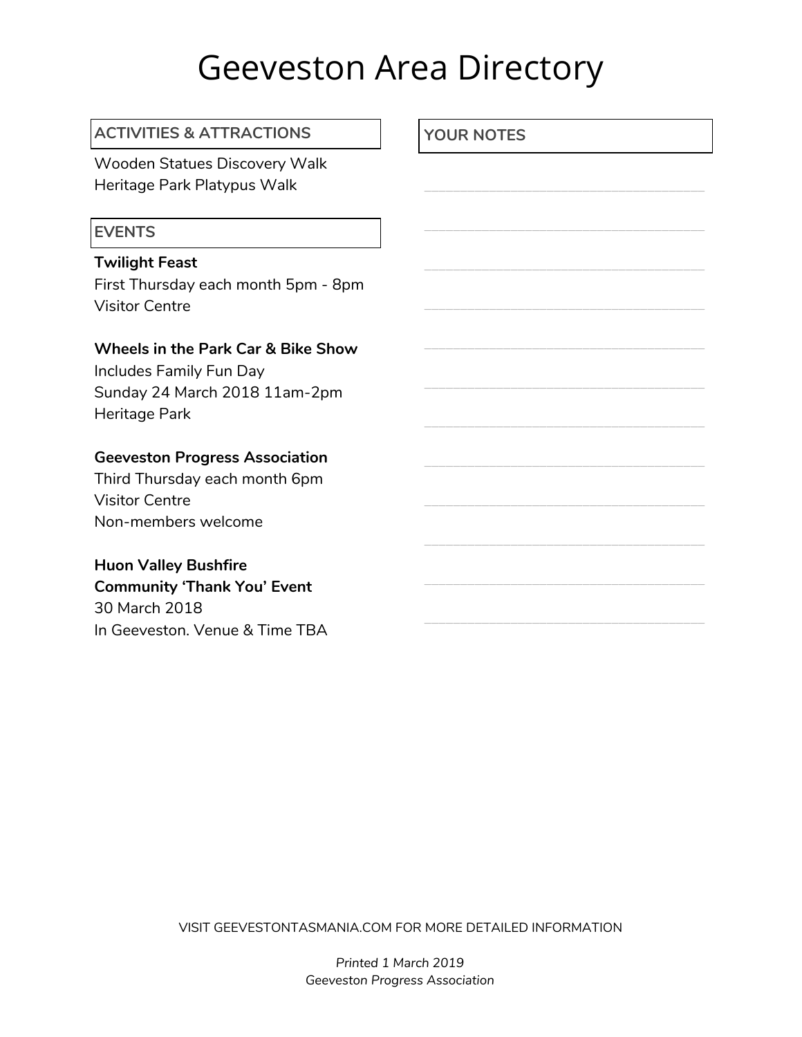# Geeveston Area Directory

## ACTIVITIES & ATTRACTIONS

Wooden Statues Discovery Walk
Heritage Park Platypus Walk

## EVENTS

**Twilight Feast**
First Thursday each month 5pm - 8pm
Visitor Centre

**Wheels in the Park Car & Bike Show**
Includes Family Fun Day
Sunday 24 March 2018 11am-2pm
Heritage Park

**Geeveston Progress Association**
Third Thursday each month 6pm
Visitor Centre
Non-members welcome

**Huon Valley Bushfire**
**Community 'Thank You' Event**
30 March 2018
In Geeveston. Venue & Time TBA

## YOUR NOTES

VISIT GEEVESTONTASMANIA.COM FOR MORE DETAILED INFORMATION

*Printed 1 March 2019*
*Geeveston Progress Association*